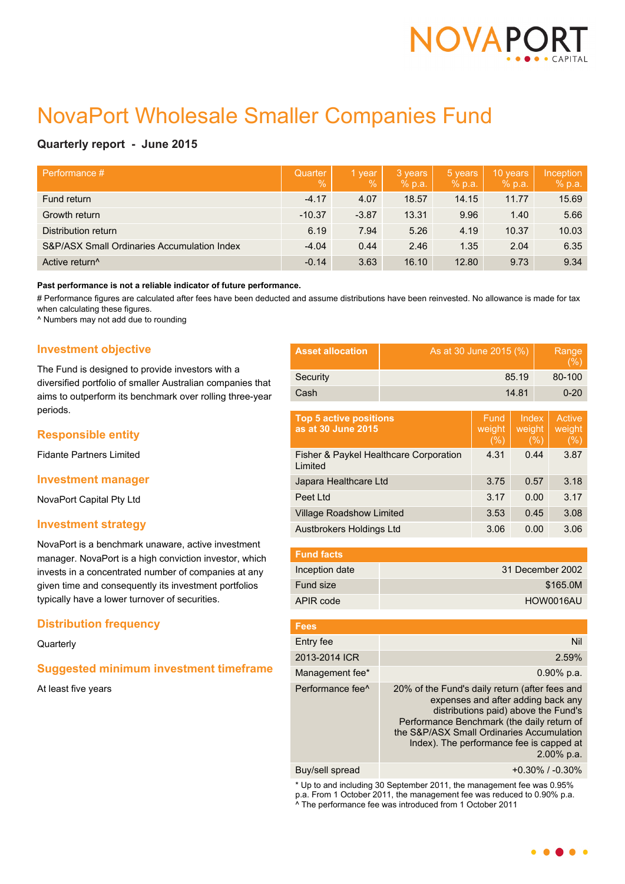NOVAPORT CAPITAL

# NovaPort Wholesale Smaller Companies Fund

**Quarterly report - June 2015**

| Performance # | Quarter % | 1 year % | 3 years % p.a. | 5 years % p.a. | 10 years % p.a. | Inception % p.a. |
|---|---|---|---|---|---|---|
| Fund return | -4.17 | 4.07 | 18.57 | 14.15 | 11.77 | 15.69 |
| Growth return | -10.37 | -3.87 | 13.31 | 9.96 | 1.40 | 5.66 |
| Distribution return | 6.19 | 7.94 | 5.26 | 4.19 | 10.37 | 10.03 |
| S&P/ASX Small Ordinaries Accumulation Index | -4.04 | 0.44 | 2.46 | 1.35 | 2.04 | 6.35 |
| Active return^ | -0.14 | 3.63 | 16.10 | 12.80 | 9.73 | 9.34 |

**Past performance is not a reliable indicator of future performance.**

# Performance figures are calculated after fees have been deducted and assume distributions have been reinvested. No allowance is made for tax when calculating these figures.

^ Numbers may not add due to rounding

## Investment objective

The Fund is designed to provide investors with a diversified portfolio of smaller Australian companies that aims to outperform its benchmark over rolling three-year periods.

## Responsible entity

Fidante Partners Limited

## Investment manager

NovaPort Capital Pty Ltd

## Investment strategy

NovaPort is a benchmark unaware, active investment manager. NovaPort is a high conviction investor, which invests in a concentrated number of companies at any given time and consequently its investment portfolios typically have a lower turnover of securities.

## Distribution frequency

Quarterly

## Suggested minimum investment timeframe

At least five years

| Asset allocation | As at 30 June 2015 (%) | Range (%) |
|---|---|---|
| Security | 85.19 | 80-100 |
| Cash | 14.81 | 0-20 |

| Top 5 active positions as at 30 June 2015 | Fund weight (%) | Index weight (%) | Active weight (%) |
|---|---|---|---|
| Fisher & Paykel Healthcare Corporation Limited | 4.31 | 0.44 | 3.87 |
| Japara Healthcare Ltd | 3.75 | 0.57 | 3.18 |
| Peet Ltd | 3.17 | 0.00 | 3.17 |
| Village Roadshow Limited | 3.53 | 0.45 | 3.08 |
| Austbrokers Holdings Ltd | 3.06 | 0.00 | 3.06 |

| Fund facts | |
|---|---|
| Inception date | 31 December 2002 |
| Fund size | $165.0M |
| APIR code | HOW0016AU |

| Fees | |
|---|---|
| Entry fee | Nil |
| 2013-2014 ICR | 2.59% |
| Management fee* | 0.90% p.a. |
| Performance fee^ | 20% of the Fund's daily return (after fees and expenses and after adding back any distributions paid) above the Fund's Performance Benchmark (the daily return of the S&P/ASX Small Ordinaries Accumulation Index). The performance fee is capped at 2.00% p.a. |
| Buy/sell spread | +0.30% / -0.30% |

* Up to and including 30 September 2011, the management fee was 0.95% p.a. From 1 October 2011, the management fee was reduced to 0.90% p.a.

^ The performance fee was introduced from 1 October 2011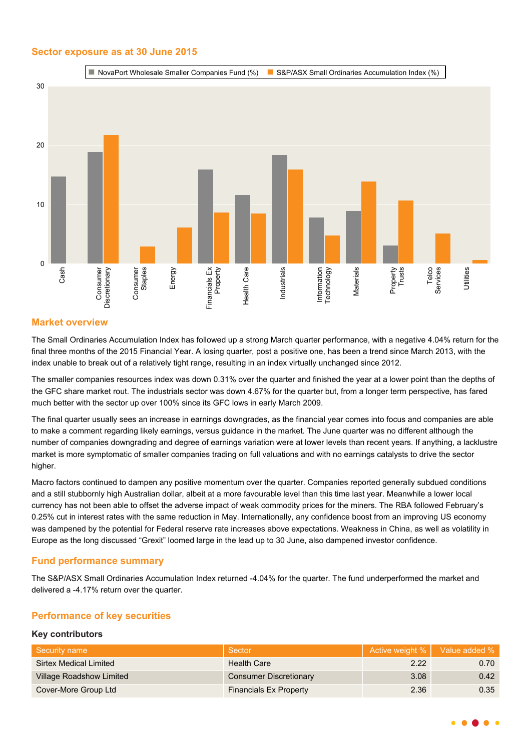## Sector exposure as at 30 June 2015

## Market overview

The Small Ordinaries Accumulation Index has followed up a strong March quarter performance, with a negative 4.04% return for the final three months of the 2015 Financial Year. A losing quarter, post a positive one, has been a trend since March 2013, with the index unable to break out of a relatively tight range, resulting in an index virtually unchanged since 2012.

The smaller companies resources index was down 0.31% over the quarter and finished the year at a lower point than the depths of the GFC share market rout. The industrials sector was down 4.67% for the quarter but, from a longer term perspective, has fared much better with the sector up over 100% since its GFC lows in early March 2009.

The final quarter usually sees an increase in earnings downgrades, as the financial year comes into focus and companies are able to make a comment regarding likely earnings, versus guidance in the market. The June quarter was no different although the number of companies downgrading and degree of earnings variation were at lower levels than recent years. If anything, a lacklustre market is more symptomatic of smaller companies trading on full valuations and with no earnings catalysts to drive the sector higher.

Macro factors continued to dampen any positive momentum over the quarter. Companies reported generally subdued conditions and a still stubbornly high Australian dollar, albeit at a more favourable level than this time last year. Meanwhile a lower local currency has not been able to offset the adverse impact of weak commodity prices for the miners. The RBA followed February's 0.25% cut in interest rates with the same reduction in May. Internationally, any confidence boost from an improving US economy was dampened by the potential for Federal reserve rate increases above expectations. Weakness in China, as well as volatility in Europe as the long discussed "Grexit" loomed large in the lead up to 30 June, also dampened investor confidence.

## Fund performance summary

The S&P/ASX Small Ordinaries Accumulation Index returned -4.04% for the quarter. The fund underperformed the market and delivered a -4.17% return over the quarter.

## Performance of key securities

### Key contributors

| Security name | Sector | Active weight % | Value added % |
|---|---|---|---|
| Sirtex Medical Limited | Health Care | 2.22 | 0.70 |
| Village Roadshow Limited | Consumer Discretionary | 3.08 | 0.42 |
| Cover-More Group Ltd | Financials Ex Property | 2.36 | 0.35 |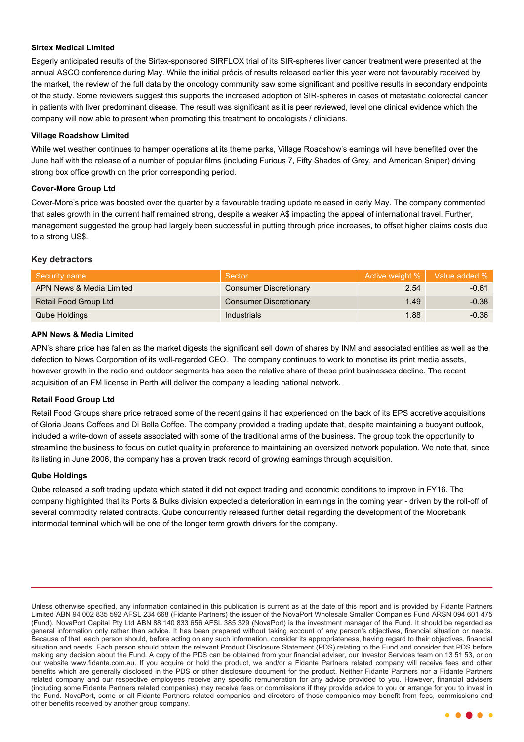**Sirtex Medical Limited**

Eagerly anticipated results of the Sirtex-sponsored SIRFLOX trial of its SIR-spheres liver cancer treatment were presented at the annual ASCO conference during May. While the initial précis of results released earlier this year were not favourably received by the market, the review of the full data by the oncology community saw some significant and positive results in secondary endpoints of the study. Some reviewers suggest this supports the increased adoption of SIR-spheres in cases of metastatic colorectal cancer in patients with liver predominant disease. The result was significant as it is peer reviewed, level one clinical evidence which the company will now able to present when promoting this treatment to oncologists / clinicians.

**Village Roadshow Limited**

While wet weather continues to hamper operations at its theme parks, Village Roadshow's earnings will have benefited over the June half with the release of a number of popular films (including Furious 7, Fifty Shades of Grey, and American Sniper) driving strong box office growth on the prior corresponding period.

**Cover-More Group Ltd**

Cover-More's price was boosted over the quarter by a favourable trading update released in early May. The company commented that sales growth in the current half remained strong, despite a weaker A$ impacting the appeal of international travel. Further, management suggested the group had largely been successful in putting through price increases, to offset higher claims costs due to a strong US$.

## Key detractors

| Security name | Sector | Active weight % | Value added % |
|---|---|---|---|
| APN News & Media Limited | Consumer Discretionary | 2.54 | -0.61 |
| Retail Food Group Ltd | Consumer Discretionary | 1.49 | -0.38 |
| Qube Holdings | Industrials | 1.88 | -0.36 |

**APN News & Media Limited**

APN's share price has fallen as the market digests the significant sell down of shares by INM and associated entities as well as the defection to News Corporation of its well-regarded CEO. The company continues to work to monetise its print media assets, however growth in the radio and outdoor segments has seen the relative share of these print businesses decline. The recent acquisition of an FM license in Perth will deliver the company a leading national network.

**Retail Food Group Ltd**

Retail Food Groups share price retraced some of the recent gains it had experienced on the back of its EPS accretive acquisitions of Gloria Jeans Coffees and Di Bella Coffee. The company provided a trading update that, despite maintaining a buoyant outlook, included a write-down of assets associated with some of the traditional arms of the business. The group took the opportunity to streamline the business to focus on outlet quality in preference to maintaining an oversized network population. We note that, since its listing in June 2006, the company has a proven track record of growing earnings through acquisition.

**Qube Holdings**

Qube released a soft trading update which stated it did not expect trading and economic conditions to improve in FY16. The company highlighted that its Ports & Bulks division expected a deterioration in earnings in the coming year - driven by the roll-off of several commodity related contracts. Qube concurrently released further detail regarding the development of the Moorebank intermodal terminal which will be one of the longer term growth drivers for the company.

---

Unless otherwise specified, any information contained in this publication is current as at the date of this report and is provided by Fidante Partners Limited ABN 94 002 835 592 AFSL 234 668 (Fidante Partners) the issuer of the NovaPort Wholesale Smaller Companies Fund ARSN 094 601 475 (Fund). NovaPort Capital Pty Ltd ABN 88 140 833 656 AFSL 385 329 (NovaPort) is the investment manager of the Fund. It should be regarded as general information only rather than advice. It has been prepared without taking account of any person's objectives, financial situation or needs. Because of that, each person should, before acting on any such information, consider its appropriateness, having regard to their objectives, financial situation and needs. Each person should obtain the relevant Product Disclosure Statement (PDS) relating to the Fund and consider that PDS before making any decision about the Fund. A copy of the PDS can be obtained from your financial adviser, our Investor Services team on 13 51 53, or on our website www.fidante.com.au. If you acquire or hold the product, we and/or a Fidante Partners related company will receive fees and other benefits which are generally disclosed in the PDS or other disclosure document for the product. Neither Fidante Partners nor a Fidante Partners related company and our respective employees receive any specific remuneration for any advice provided to you. However, financial advisers (including some Fidante Partners related companies) may receive fees or commissions if they provide advice to you or arrange for you to invest in the Fund. NovaPort, some or all Fidante Partners related companies and directors of those companies may benefit from fees, commissions and other benefits received by another group company.